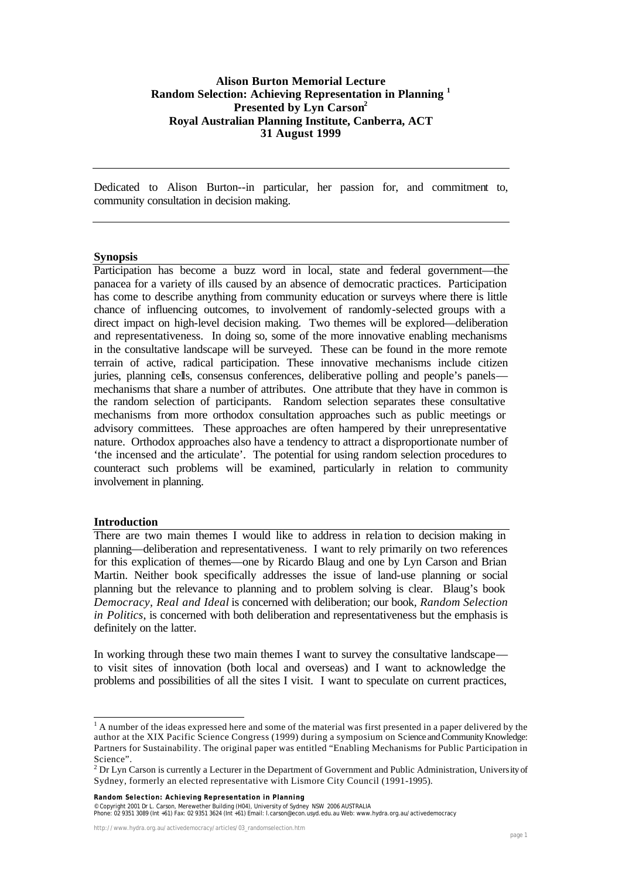**Alison Burton Memorial Lecture**
**Random Selection: Achieving Representation in Planning [1]**
**Presented by Lyn Carson[2]**
**Royal Australian Planning Institute, Canberra, ACT**
**31 August 1999**

---

Dedicated to Alison Burton--in particular, her passion for, and commitment to, community consultation in decision making.

---

## Synopsis

Participation has become a buzz word in local, state and federal government—the panacea for a variety of ills caused by an absence of democratic practices. Participation has come to describe anything from community education or surveys where there is little chance of influencing outcomes, to involvement of randomly-selected groups with a direct impact on high-level decision making. Two themes will be explored—deliberation and representativeness. In doing so, some of the more innovative enabling mechanisms in the consultative landscape will be surveyed. These can be found in the more remote terrain of active, radical participation. These innovative mechanisms include citizen juries, planning cells, consensus conferences, deliberative polling and people's panels—mechanisms that share a number of attributes. One attribute that they have in common is the random selection of participants. Random selection separates these consultative mechanisms from more orthodox consultation approaches such as public meetings or advisory committees. These approaches are often hampered by their unrepresentative nature. Orthodox approaches also have a tendency to attract a disproportionate number of 'the incensed and the articulate'. The potential for using random selection procedures to counteract such problems will be examined, particularly in relation to community involvement in planning.

## Introduction

There are two main themes I would like to address in relation to decision making in planning—deliberation and representativeness. I want to rely primarily on two references for this explication of themes—one by Ricardo Blaug and one by Lyn Carson and Brian Martin. Neither book specifically addresses the issue of land-use planning or social planning but the relevance to planning and to problem solving is clear. Blaug's book *Democracy, Real and Ideal* is concerned with deliberation; our book, *Random Selection in Politics*, is concerned with both deliberation and representativeness but the emphasis is definitely on the latter.

In working through these two main themes I want to survey the consultative landscape—to visit sites of innovation (both local and overseas) and I want to acknowledge the problems and possibilities of all the sites I visit. I want to speculate on current practices,

---

[1] A number of the ideas expressed here and some of the material was first presented in a paper delivered by the author at the XIX Pacific Science Congress (1999) during a symposium on Science and Community Knowledge: Partners for Sustainability. The original paper was entitled "Enabling Mechanisms for Public Participation in Science".

[2] Dr Lyn Carson is currently a Lecturer in the Department of Government and Public Administration, University of Sydney, formerly an elected representative with Lismore City Council (1991-1995).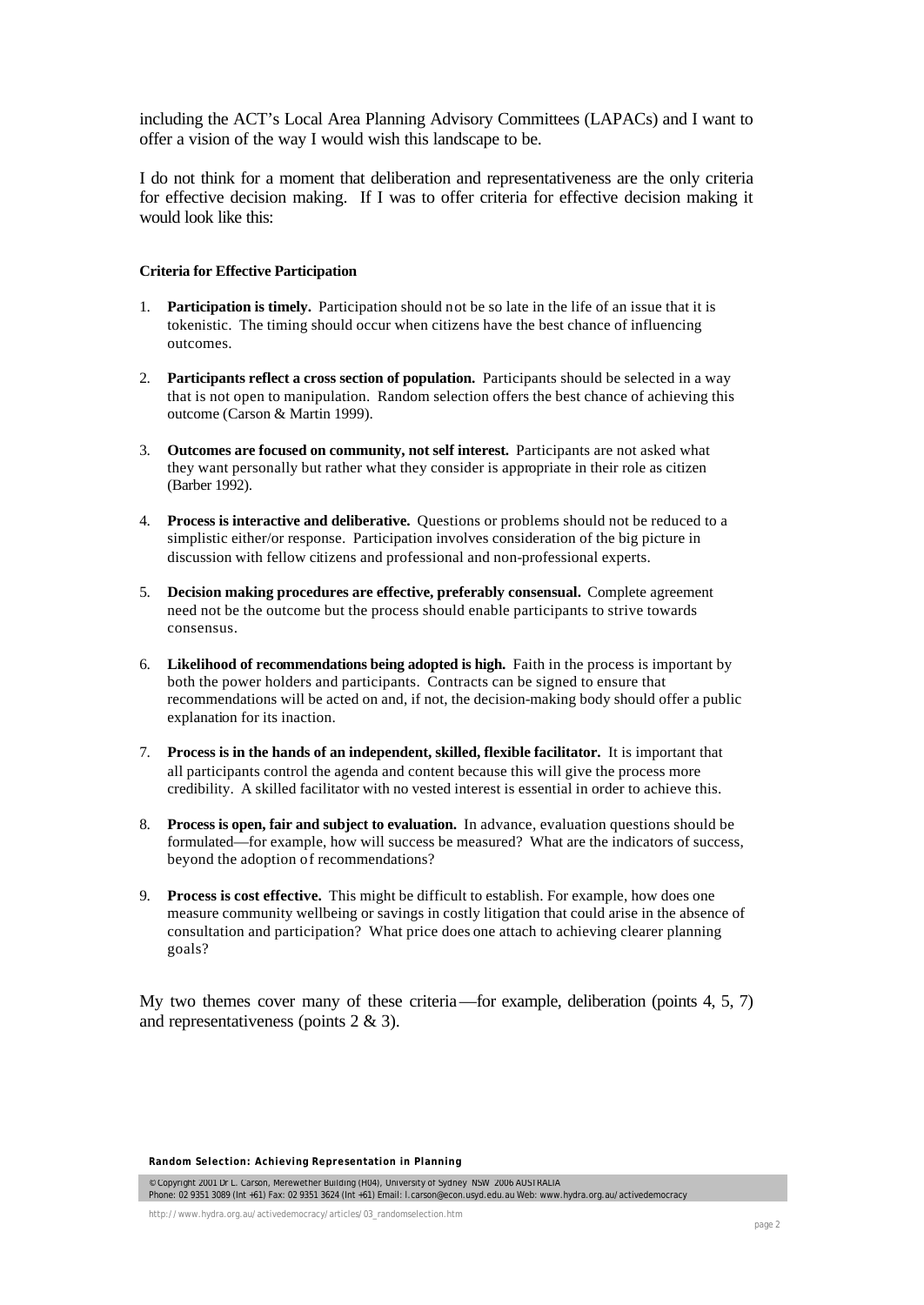including the ACT's Local Area Planning Advisory Committees (LAPACs) and I want to offer a vision of the way I would wish this landscape to be.

I do not think for a moment that deliberation and representativeness are the only criteria for effective decision making. If I was to offer criteria for effective decision making it would look like this:

**Criteria for Effective Participation**

1. **Participation is timely.** Participation should not be so late in the life of an issue that it is tokenistic. The timing should occur when citizens have the best chance of influencing outcomes.

2. **Participants reflect a cross section of population.** Participants should be selected in a way that is not open to manipulation. Random selection offers the best chance of achieving this outcome (Carson & Martin 1999).

3. **Outcomes are focused on community, not self interest.** Participants are not asked what they want personally but rather what they consider is appropriate in their role as citizen (Barber 1992).

4. **Process is interactive and deliberative.** Questions or problems should not be reduced to a simplistic either/or response. Participation involves consideration of the big picture in discussion with fellow citizens and professional and non-professional experts.

5. **Decision making procedures are effective, preferably consensual.** Complete agreement need not be the outcome but the process should enable participants to strive towards consensus.

6. **Likelihood of recommendations being adopted is high.** Faith in the process is important by both the power holders and participants. Contracts can be signed to ensure that recommendations will be acted on and, if not, the decision-making body should offer a public explanation for its inaction.

7. **Process is in the hands of an independent, skilled, flexible facilitator.** It is important that all participants control the agenda and content because this will give the process more credibility. A skilled facilitator with no vested interest is essential in order to achieve this.

8. **Process is open, fair and subject to evaluation.** In advance, evaluation questions should be formulated—for example, how will success be measured? What are the indicators of success, beyond the adoption of recommendations?

9. **Process is cost effective.** This might be difficult to establish. For example, how does one measure community wellbeing or savings in costly litigation that could arise in the absence of consultation and participation? What price does one attach to achieving clearer planning goals?

My two themes cover many of these criteria—for example, deliberation (points 4, 5, 7) and representativeness (points 2 & 3).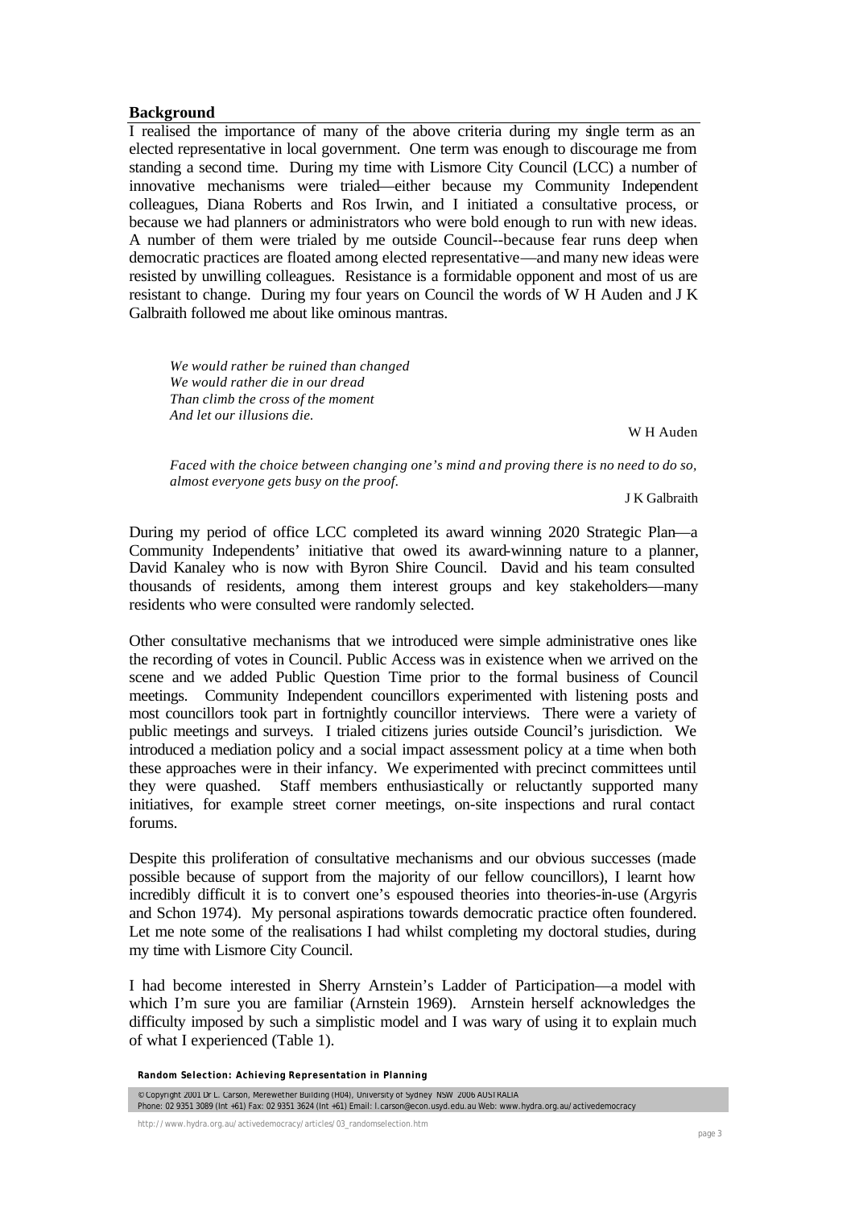## Background

I realised the importance of many of the above criteria during my single term as an elected representative in local government. One term was enough to discourage me from standing a second time. During my time with Lismore City Council (LCC) a number of innovative mechanisms were trialed—either because my Community Independent colleagues, Diana Roberts and Ros Irwin, and I initiated a consultative process, or because we had planners or administrators who were bold enough to run with new ideas. A number of them were trialed by me outside Council--because fear runs deep when democratic practices are floated among elected representative—and many new ideas were resisted by unwilling colleagues. Resistance is a formidable opponent and most of us are resistant to change. During my four years on Council the words of W H Auden and J K Galbraith followed me about like ominous mantras.

> *We would rather be ruined than changed*
> *We would rather die in our dread*
> *Than climb the cross of the moment*
> *And let our illusions die.*
>
> W H Auden

> *Faced with the choice between changing one's mind and proving there is no need to do so, almost everyone gets busy on the proof.*
>
> J K Galbraith

During my period of office LCC completed its award winning 2020 Strategic Plan—a Community Independents' initiative that owed its award-winning nature to a planner, David Kanaley who is now with Byron Shire Council. David and his team consulted thousands of residents, among them interest groups and key stakeholders—many residents who were consulted were randomly selected.

Other consultative mechanisms that we introduced were simple administrative ones like the recording of votes in Council. Public Access was in existence when we arrived on the scene and we added Public Question Time prior to the formal business of Council meetings. Community Independent councillors experimented with listening posts and most councillors took part in fortnightly councillor interviews. There were a variety of public meetings and surveys. I trialed citizens juries outside Council's jurisdiction. We introduced a mediation policy and a social impact assessment policy at a time when both these approaches were in their infancy. We experimented with precinct committees until they were quashed. Staff members enthusiastically or reluctantly supported many initiatives, for example street corner meetings, on-site inspections and rural contact forums.

Despite this proliferation of consultative mechanisms and our obvious successes (made possible because of support from the majority of our fellow councillors), I learnt how incredibly difficult it is to convert one's espoused theories into theories-in-use (Argyris and Schon 1974). My personal aspirations towards democratic practice often foundered. Let me note some of the realisations I had whilst completing my doctoral studies, during my time with Lismore City Council.

I had become interested in Sherry Arnstein's Ladder of Participation—a model with which I'm sure you are familiar (Arnstein 1969). Arnstein herself acknowledges the difficulty imposed by such a simplistic model and I was wary of using it to explain much of what I experienced (Table 1).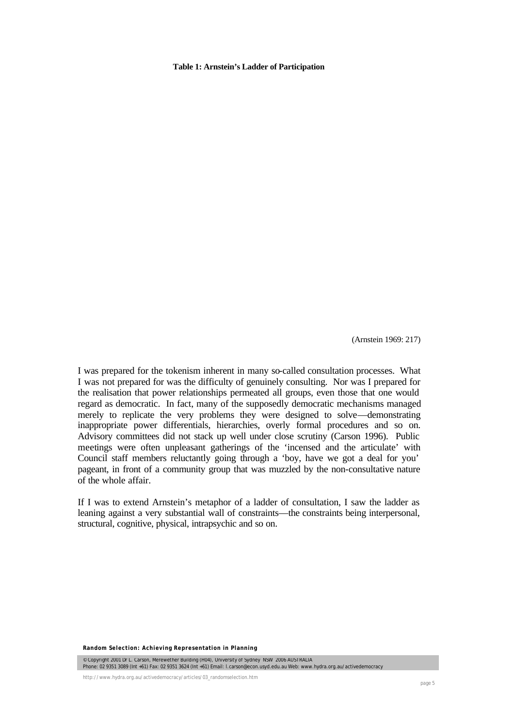**Table 1: Arnstein's Ladder of Participation**

(Arnstein 1969: 217)

I was prepared for the tokenism inherent in many so-called consultation processes. What I was not prepared for was the difficulty of genuinely consulting. Nor was I prepared for the realisation that power relationships permeated all groups, even those that one would regard as democratic. In fact, many of the supposedly democratic mechanisms managed merely to replicate the very problems they were designed to solve—demonstrating inappropriate power differentials, hierarchies, overly formal procedures and so on. Advisory committees did not stack up well under close scrutiny (Carson 1996). Public meetings were often unpleasant gatherings of the 'incensed and the articulate' with Council staff members reluctantly going through a 'boy, have we got a deal for you' pageant, in front of a community group that was muzzled by the non-consultative nature of the whole affair.

If I was to extend Arnstein's metaphor of a ladder of consultation, I saw the ladder as leaning against a very substantial wall of constraints—the constraints being interpersonal, structural, cognitive, physical, intrapsychic and so on.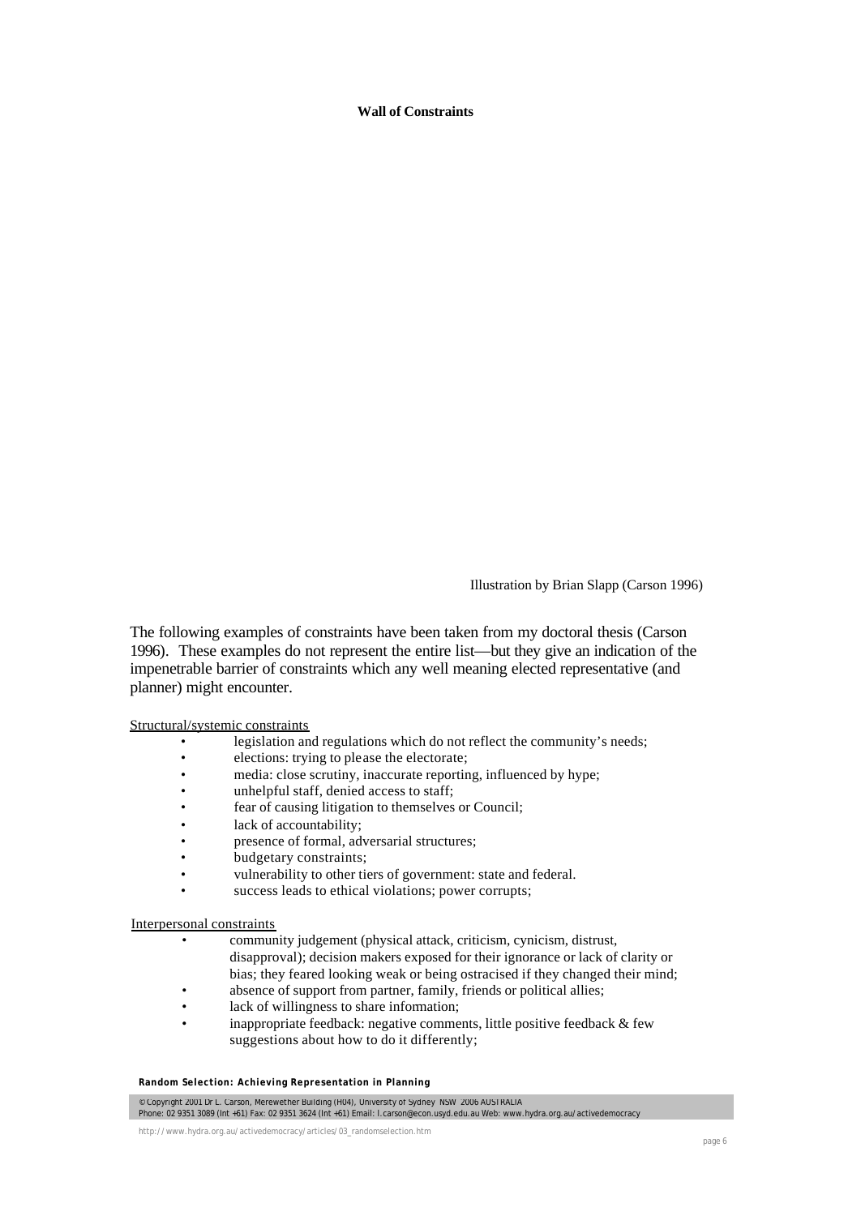**Wall of Constraints**

Illustration by Brian Slapp (Carson 1996)

The following examples of constraints have been taken from my doctoral thesis (Carson 1996). These examples do not represent the entire list—but they give an indication of the impenetrable barrier of constraints which any well meaning elected representative (and planner) might encounter.

Structural/systemic constraints

- legislation and regulations which do not reflect the community's needs;
- elections: trying to please the electorate;
- media: close scrutiny, inaccurate reporting, influenced by hype;
- unhelpful staff, denied access to staff;
- fear of causing litigation to themselves or Council;
- lack of accountability;
- presence of formal, adversarial structures;
- budgetary constraints;
- vulnerability to other tiers of government: state and federal.
- success leads to ethical violations; power corrupts;

Interpersonal constraints

- community judgement (physical attack, criticism, cynicism, distrust, disapproval); decision makers exposed for their ignorance or lack of clarity or bias; they feared looking weak or being ostracised if they changed their mind;
- absence of support from partner, family, friends or political allies;
- lack of willingness to share information;
- inappropriate feedback: negative comments, little positive feedback & few suggestions about how to do it differently;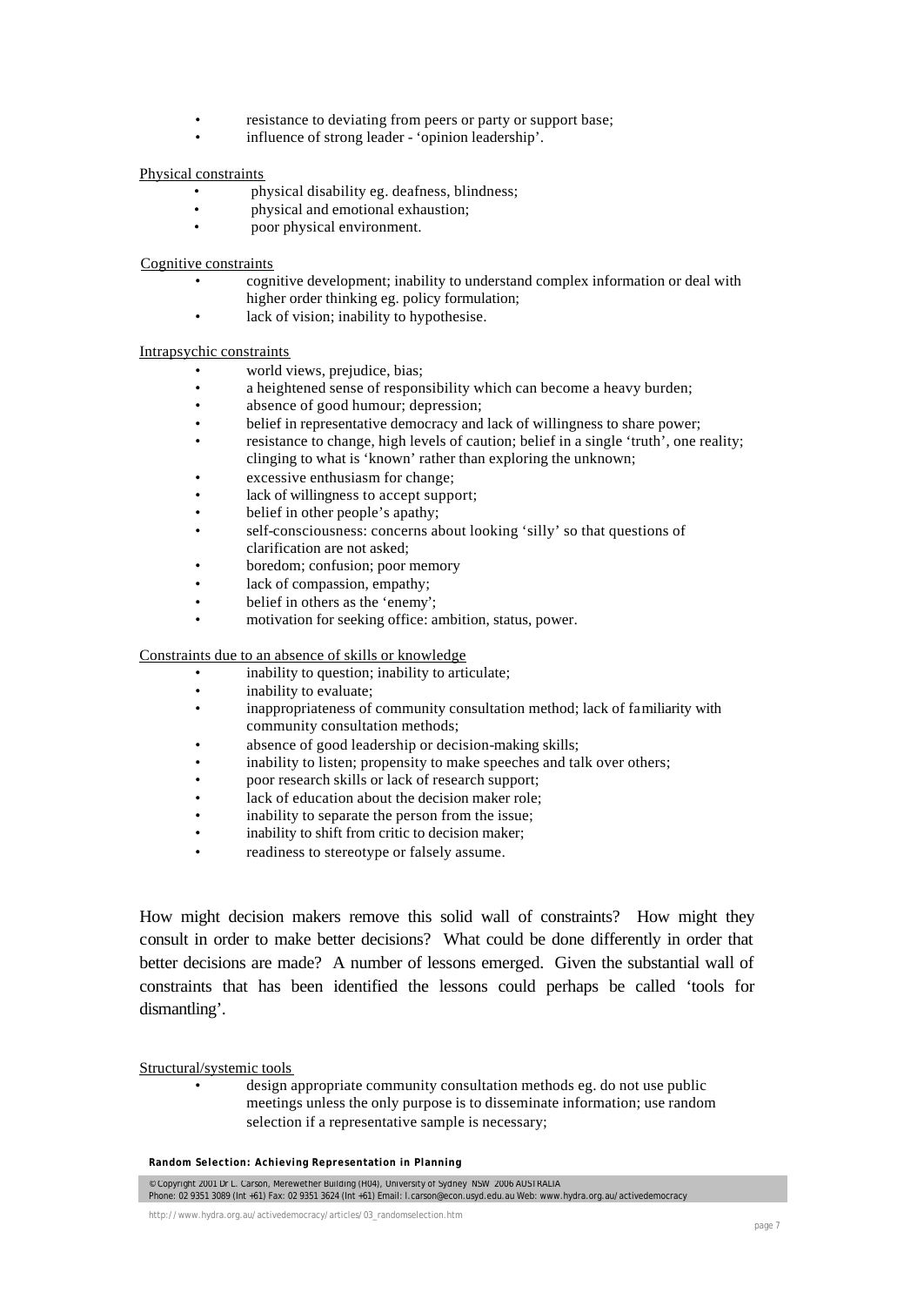- resistance to deviating from peers or party or support base;
- influence of strong leader - 'opinion leadership'.

Physical constraints

- physical disability eg. deafness, blindness;
- physical and emotional exhaustion;
- poor physical environment.

Cognitive constraints

- cognitive development; inability to understand complex information or deal with higher order thinking eg. policy formulation;
- lack of vision; inability to hypothesise.

Intrapsychic constraints

- world views, prejudice, bias;
- a heightened sense of responsibility which can become a heavy burden;
- absence of good humour; depression;
- belief in representative democracy and lack of willingness to share power;
- resistance to change, high levels of caution; belief in a single 'truth', one reality; clinging to what is 'known' rather than exploring the unknown;
- excessive enthusiasm for change;
- lack of willingness to accept support;
- belief in other people's apathy;
- self-consciousness: concerns about looking 'silly' so that questions of clarification are not asked;
- boredom; confusion; poor memory
- lack of compassion, empathy;
- belief in others as the 'enemy';
- motivation for seeking office: ambition, status, power.

Constraints due to an absence of skills or knowledge

- inability to question; inability to articulate;
- inability to evaluate;
- inappropriateness of community consultation method; lack of familiarity with community consultation methods;
- absence of good leadership or decision-making skills;
- inability to listen; propensity to make speeches and talk over others;
- poor research skills or lack of research support;
- lack of education about the decision maker role;
- inability to separate the person from the issue;
- inability to shift from critic to decision maker;
- readiness to stereotype or falsely assume.

How might decision makers remove this solid wall of constraints? How might they consult in order to make better decisions? What could be done differently in order that better decisions are made? A number of lessons emerged. Given the substantial wall of constraints that has been identified the lessons could perhaps be called 'tools for dismantling'.

Structural/systemic tools

- design appropriate community consultation methods eg. do not use public meetings unless the only purpose is to disseminate information; use random selection if a representative sample is necessary;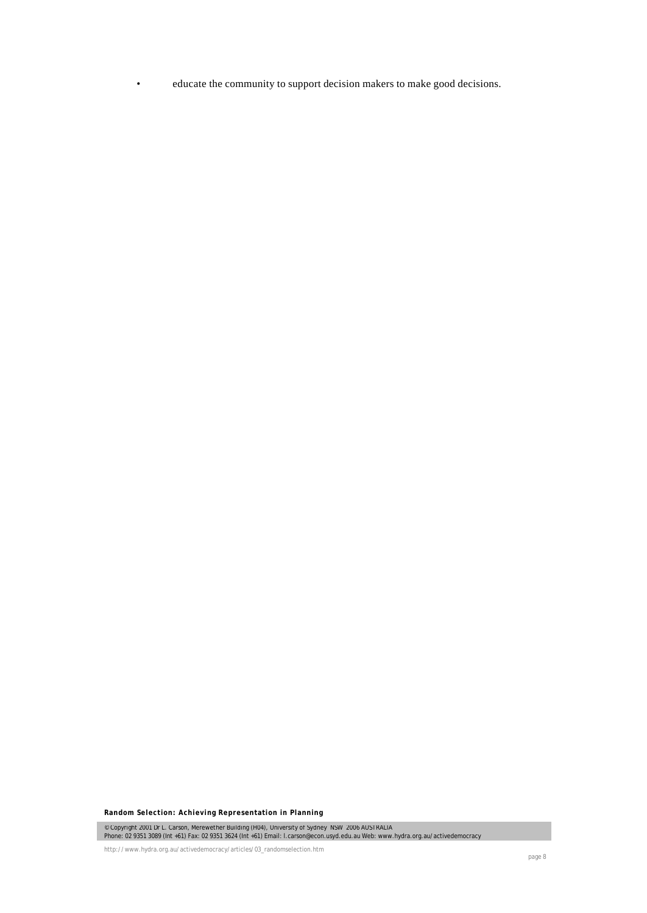- educate the community to support decision makers to make good decisions.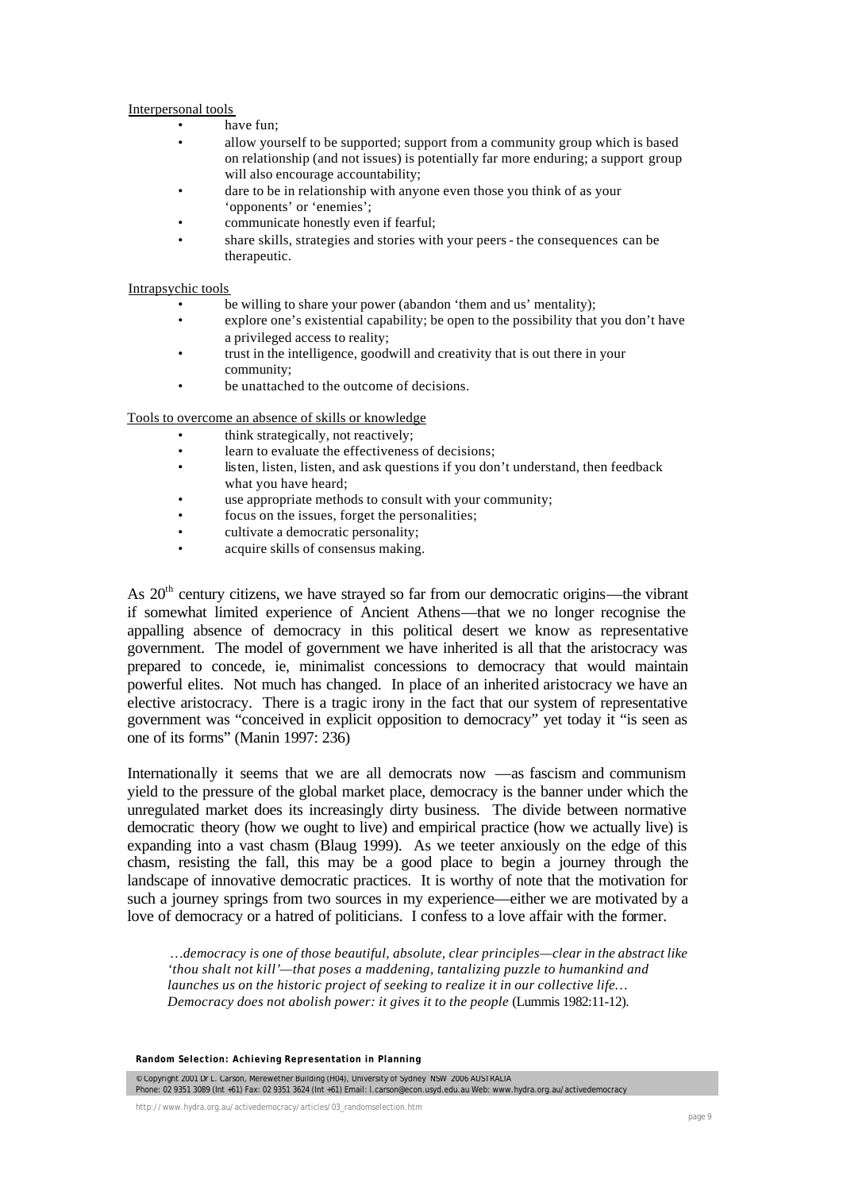Interpersonal tools

- have fun;
- allow yourself to be supported; support from a community group which is based on relationship (and not issues) is potentially far more enduring; a support group will also encourage accountability;
- dare to be in relationship with anyone even those you think of as your 'opponents' or 'enemies';
- communicate honestly even if fearful;
- share skills, strategies and stories with your peers - the consequences can be therapeutic.

Intrapsychic tools

- be willing to share your power (abandon 'them and us' mentality);
- explore one's existential capability; be open to the possibility that you don't have a privileged access to reality;
- trust in the intelligence, goodwill and creativity that is out there in your community;
- be unattached to the outcome of decisions.

Tools to overcome an absence of skills or knowledge

- think strategically, not reactively;
- learn to evaluate the effectiveness of decisions;
- listen, listen, listen, and ask questions if you don't understand, then feedback what you have heard;
- use appropriate methods to consult with your community;
- focus on the issues, forget the personalities;
- cultivate a democratic personality;
- acquire skills of consensus making.

As 20th century citizens, we have strayed so far from our democratic origins—the vibrant if somewhat limited experience of Ancient Athens—that we no longer recognise the appalling absence of democracy in this political desert we know as representative government. The model of government we have inherited is all that the aristocracy was prepared to concede, ie, minimalist concessions to democracy that would maintain powerful elites. Not much has changed. In place of an inherited aristocracy we have an elective aristocracy. There is a tragic irony in the fact that our system of representative government was "conceived in explicit opposition to democracy" yet today it "is seen as one of its forms" (Manin 1997: 236)

Internationally it seems that we are all democrats now —as fascism and communism yield to the pressure of the global market place, democracy is the banner under which the unregulated market does its increasingly dirty business. The divide between normative democratic theory (how we ought to live) and empirical practice (how we actually live) is expanding into a vast chasm (Blaug 1999). As we teeter anxiously on the edge of this chasm, resisting the fall, this may be a good place to begin a journey through the landscape of innovative democratic practices. It is worthy of note that the motivation for such a journey springs from two sources in my experience—either we are motivated by a love of democracy or a hatred of politicians. I confess to a love affair with the former.

> *…democracy is one of those beautiful, absolute, clear principles—clear in the abstract like 'thou shalt not kill'—that poses a maddening, tantalizing puzzle to humankind and launches us on the historic project of seeking to realize it in our collective life… Democracy does not abolish power: it gives it to the people* (Lummis 1982:11-12).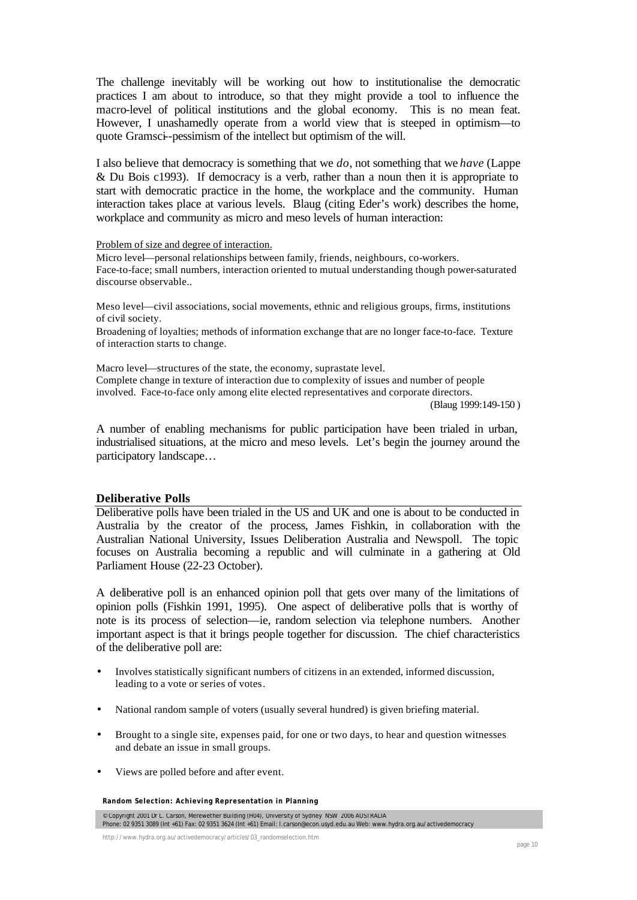The challenge inevitably will be working out how to institutionalise the democratic practices I am about to introduce, so that they might provide a tool to influence the macro-level of political institutions and the global economy. This is no mean feat. However, I unashamedly operate from a world view that is steeped in optimism—to quote Gramsci--pessimism of the intellect but optimism of the will.

I also believe that democracy is something that we *do*, not something that we *have* (Lappe & Du Bois c1993). If democracy is a verb, rather than a noun then it is appropriate to start with democratic practice in the home, the workplace and the community. Human interaction takes place at various levels. Blaug (citing Eder's work) describes the home, workplace and community as micro and meso levels of human interaction:

> Problem of size and degree of interaction.
>
> Micro level—personal relationships between family, friends, neighbours, co-workers.
> Face-to-face; small numbers, interaction oriented to mutual understanding though power-saturated discourse observable..
>
> Meso level—civil associations, social movements, ethnic and religious groups, firms, institutions of civil society.
> Broadening of loyalties; methods of information exchange that are no longer face-to-face. Texture of interaction starts to change.
>
> Macro level—structures of the state, the economy, suprastate level.
> Complete change in texture of interaction due to complexity of issues and number of people involved. Face-to-face only among elite elected representatives and corporate directors.
>
> (Blaug 1999:149-150 )

A number of enabling mechanisms for public participation have been trialed in urban, industrialised situations, at the micro and meso levels. Let's begin the journey around the participatory landscape…

## Deliberative Polls

Deliberative polls have been trialed in the US and UK and one is about to be conducted in Australia by the creator of the process, James Fishkin, in collaboration with the Australian National University, Issues Deliberation Australia and Newspoll. The topic focuses on Australia becoming a republic and will culminate in a gathering at Old Parliament House (22-23 October).

A deliberative poll is an enhanced opinion poll that gets over many of the limitations of opinion polls (Fishkin 1991, 1995). One aspect of deliberative polls that is worthy of note is its process of selection—ie, random selection via telephone numbers. Another important aspect is that it brings people together for discussion. The chief characteristics of the deliberative poll are:

- Involves statistically significant numbers of citizens in an extended, informed discussion, leading to a vote or series of votes.
- National random sample of voters (usually several hundred) is given briefing material.
- Brought to a single site, expenses paid, for one or two days, to hear and question witnesses and debate an issue in small groups.
- Views are polled before and after event.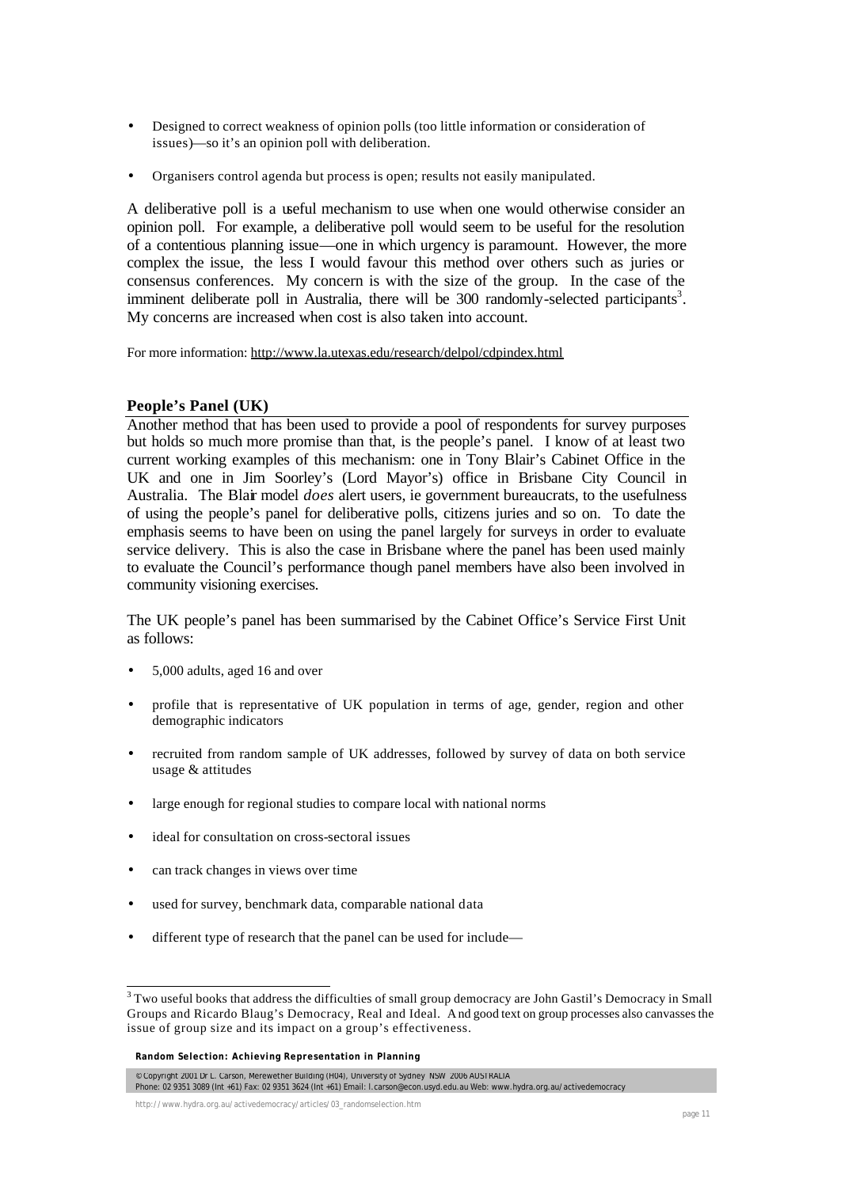- Designed to correct weakness of opinion polls (too little information or consideration of issues)—so it's an opinion poll with deliberation.
- Organisers control agenda but process is open; results not easily manipulated.

A deliberative poll is a useful mechanism to use when one would otherwise consider an opinion poll. For example, a deliberative poll would seem to be useful for the resolution of a contentious planning issue—one in which urgency is paramount. However, the more complex the issue, the less I would favour this method over others such as juries or consensus conferences. My concern is with the size of the group. In the case of the imminent deliberate poll in Australia, there will be 300 randomly-selected participants[3]. My concerns are increased when cost is also taken into account.

For more information: http://www.la.utexas.edu/research/delpol/cdpindex.html

### People's Panel (UK)

Another method that has been used to provide a pool of respondents for survey purposes but holds so much more promise than that, is the people's panel. I know of at least two current working examples of this mechanism: one in Tony Blair's Cabinet Office in the UK and one in Jim Soorley's (Lord Mayor's) office in Brisbane City Council in Australia. The Blair model *does* alert users, ie government bureaucrats, to the usefulness of using the people's panel for deliberative polls, citizens juries and so on. To date the emphasis seems to have been on using the panel largely for surveys in order to evaluate service delivery. This is also the case in Brisbane where the panel has been used mainly to evaluate the Council's performance though panel members have also been involved in community visioning exercises.

The UK people's panel has been summarised by the Cabinet Office's Service First Unit as follows:

- 5,000 adults, aged 16 and over
- profile that is representative of UK population in terms of age, gender, region and other demographic indicators
- recruited from random sample of UK addresses, followed by survey of data on both service usage & attitudes
- large enough for regional studies to compare local with national norms
- ideal for consultation on cross-sectoral issues
- can track changes in views over time
- used for survey, benchmark data, comparable national data
- different type of research that the panel can be used for include—

[3] Two useful books that address the difficulties of small group democracy are John Gastil's Democracy in Small Groups and Ricardo Blaug's Democracy, Real and Ideal. And good text on group processes also canvasses the issue of group size and its impact on a group's effectiveness.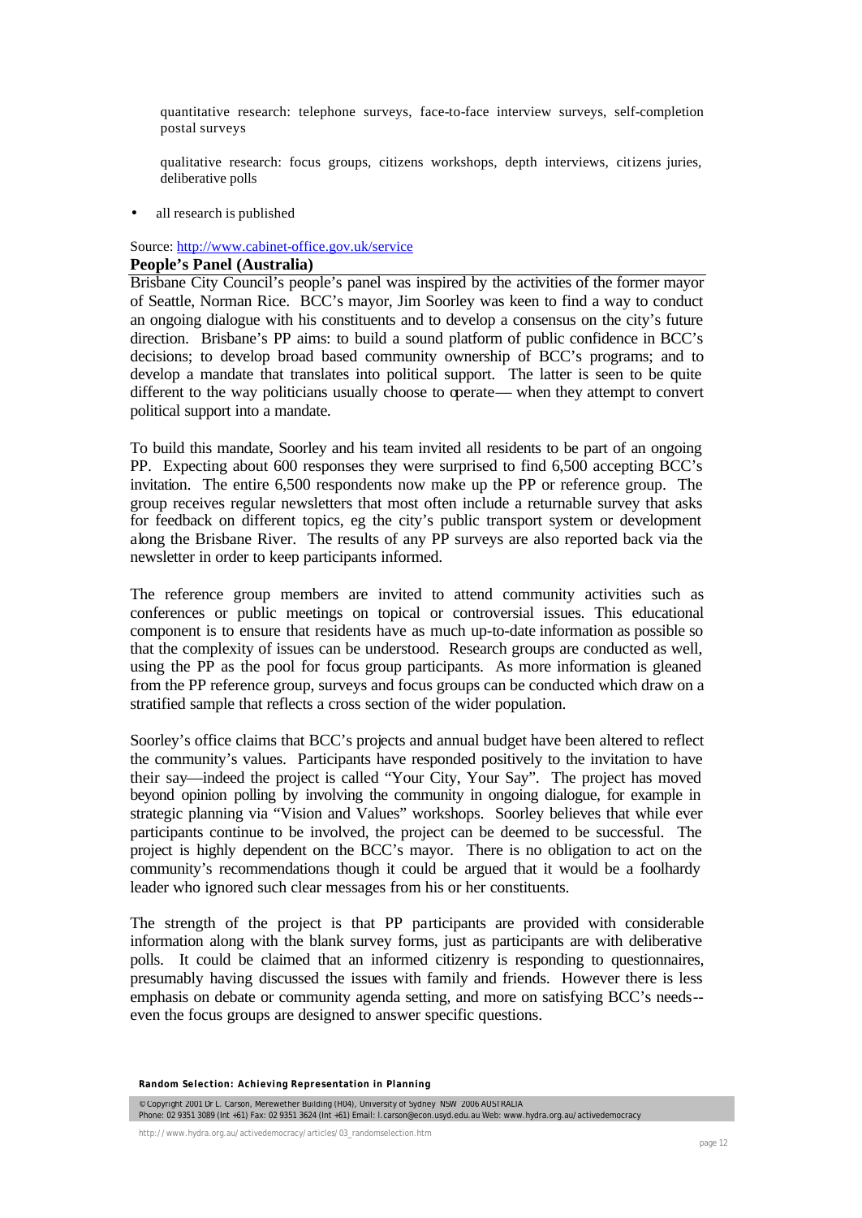quantitative research: telephone surveys, face-to-face interview surveys, self-completion postal surveys

qualitative research: focus groups, citizens workshops, depth interviews, citizens juries, deliberative polls

- all research is published

Source: http://www.cabinet-office.gov.uk/service

**People's Panel (Australia)**

Brisbane City Council's people's panel was inspired by the activities of the former mayor of Seattle, Norman Rice. BCC's mayor, Jim Soorley was keen to find a way to conduct an ongoing dialogue with his constituents and to develop a consensus on the city's future direction. Brisbane's PP aims: to build a sound platform of public confidence in BCC's decisions; to develop broad based community ownership of BCC's programs; and to develop a mandate that translates into political support. The latter is seen to be quite different to the way politicians usually choose to operate— when they attempt to convert political support into a mandate.

To build this mandate, Soorley and his team invited all residents to be part of an ongoing PP. Expecting about 600 responses they were surprised to find 6,500 accepting BCC's invitation. The entire 6,500 respondents now make up the PP or reference group. The group receives regular newsletters that most often include a returnable survey that asks for feedback on different topics, eg the city's public transport system or development along the Brisbane River. The results of any PP surveys are also reported back via the newsletter in order to keep participants informed.

The reference group members are invited to attend community activities such as conferences or public meetings on topical or controversial issues. This educational component is to ensure that residents have as much up-to-date information as possible so that the complexity of issues can be understood. Research groups are conducted as well, using the PP as the pool for focus group participants. As more information is gleaned from the PP reference group, surveys and focus groups can be conducted which draw on a stratified sample that reflects a cross section of the wider population.

Soorley's office claims that BCC's projects and annual budget have been altered to reflect the community's values. Participants have responded positively to the invitation to have their say—indeed the project is called "Your City, Your Say". The project has moved beyond opinion polling by involving the community in ongoing dialogue, for example in strategic planning via "Vision and Values" workshops. Soorley believes that while ever participants continue to be involved, the project can be deemed to be successful. The project is highly dependent on the BCC's mayor. There is no obligation to act on the community's recommendations though it could be argued that it would be a foolhardy leader who ignored such clear messages from his or her constituents.

The strength of the project is that PP participants are provided with considerable information along with the blank survey forms, just as participants are with deliberative polls. It could be claimed that an informed citizenry is responding to questionnaires, presumably having discussed the issues with family and friends. However there is less emphasis on debate or community agenda setting, and more on satisfying BCC's needs--even the focus groups are designed to answer specific questions.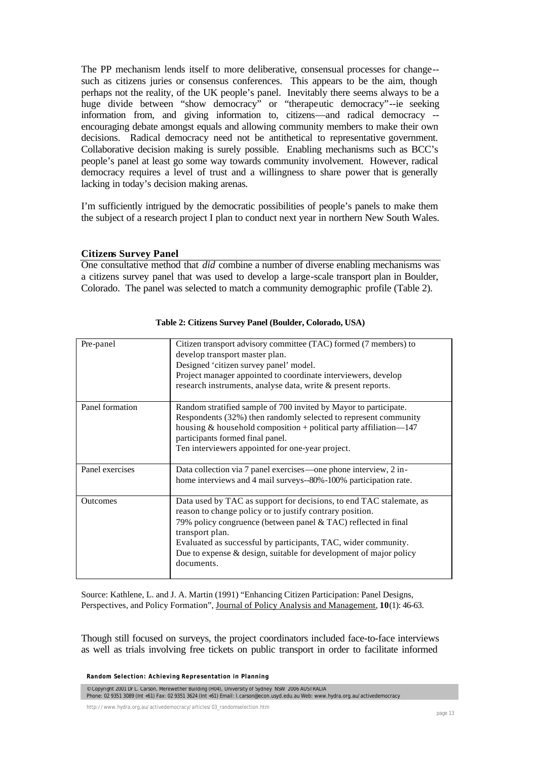The PP mechanism lends itself to more deliberative, consensual processes for change--such as citizens juries or consensus conferences. This appears to be the aim, though perhaps not the reality, of the UK people's panel. Inevitably there seems always to be a huge divide between "show democracy" or "therapeutic democracy"--ie seeking information from, and giving information to, citizens—and radical democracy --encouraging debate amongst equals and allowing community members to make their own decisions. Radical democracy need not be antithetical to representative government. Collaborative decision making is surely possible. Enabling mechanisms such as BCC's people's panel at least go some way towards community involvement. However, radical democracy requires a level of trust and a willingness to share power that is generally lacking in today's decision making arenas.

I'm sufficiently intrigued by the democratic possibilities of people's panels to make them the subject of a research project I plan to conduct next year in northern New South Wales.

### Citizens Survey Panel

One consultative method that *did* combine a number of diverse enabling mechanisms was a citizens survey panel that was used to develop a large-scale transport plan in Boulder, Colorado. The panel was selected to match a community demographic profile (Table 2).

**Table 2: Citizens Survey Panel (Boulder, Colorado, USA)**

| | |
|---|---|
| Pre-panel | Citizen transport advisory committee (TAC) formed (7 members) to develop transport master plan.<br>Designed 'citizen survey panel' model.<br>Project manager appointed to coordinate interviewers, develop research instruments, analyse data, write & present reports. |
| Panel formation | Random stratified sample of 700 invited by Mayor to participate.<br>Respondents (32%) then randomly selected to represent community housing & household composition + political party affiliation—147 participants formed final panel.<br>Ten interviewers appointed for one-year project. |
| Panel exercises | Data collection via 7 panel exercises—one phone interview, 2 in-home interviews and 4 mail surveys--80%-100% participation rate. |
| Outcomes | Data used by TAC as support for decisions, to end TAC stalemate, as reason to change policy or to justify contrary position.<br>79% policy congruence (between panel & TAC) reflected in final transport plan.<br>Evaluated as successful by participants, TAC, wider community.<br>Due to expense & design, suitable for development of major policy documents. |

Source: Kathlene, L. and J. A. Martin (1991) "Enhancing Citizen Participation: Panel Designs, Perspectives, and Policy Formation", Journal of Policy Analysis and Management, **10**(1): 46-63.

Though still focused on surveys, the project coordinators included face-to-face interviews as well as trials involving free tickets on public transport in order to facilitate informed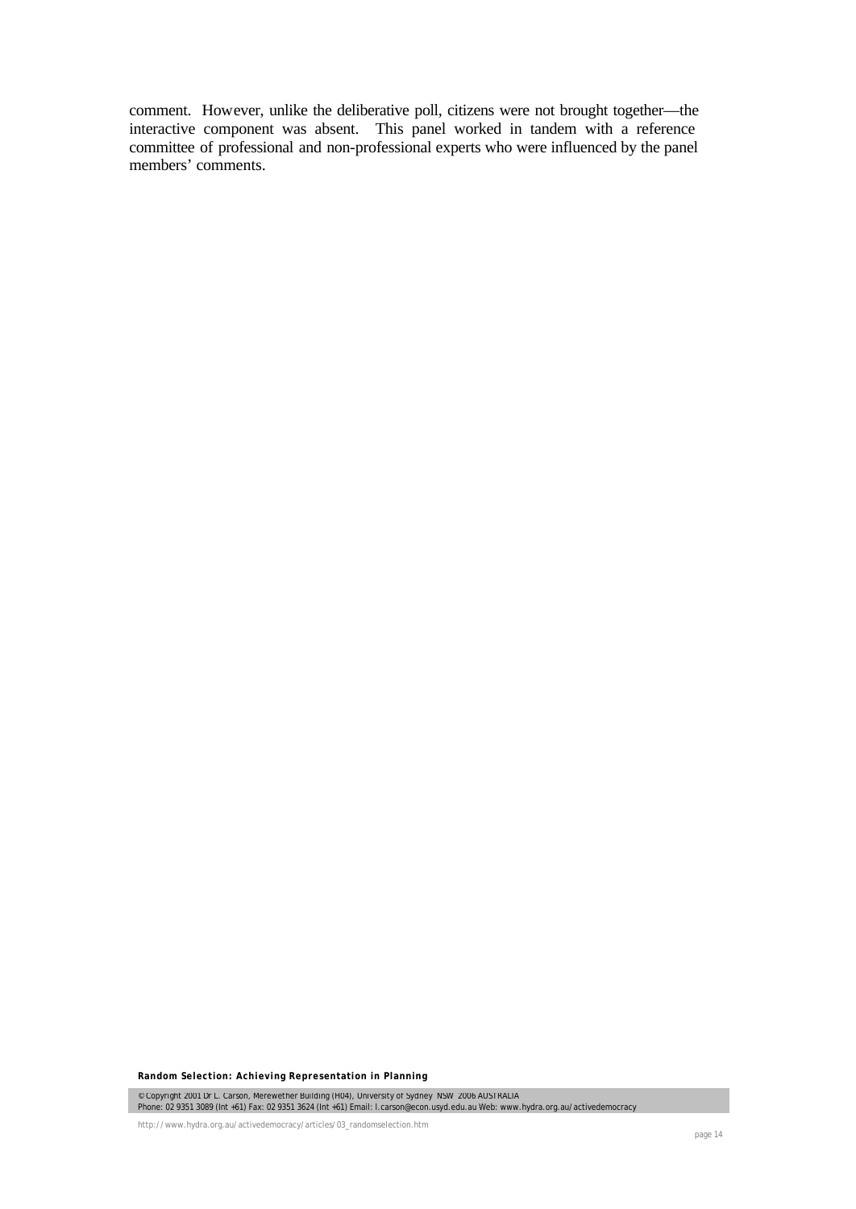comment. However, unlike the deliberative poll, citizens were not brought together—the interactive component was absent. This panel worked in tandem with a reference committee of professional and non-professional experts who were influenced by the panel members' comments.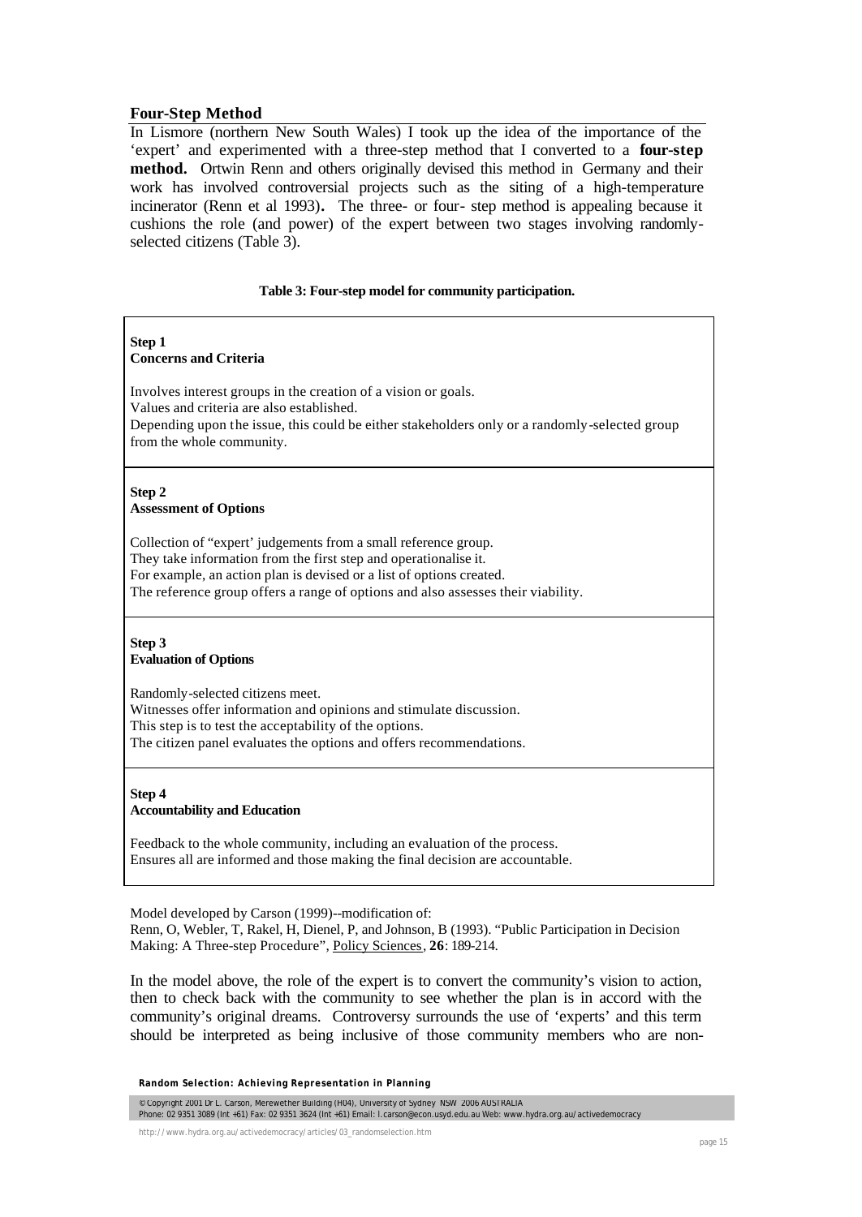## Four-Step Method

In Lismore (northern New South Wales) I took up the idea of the importance of the 'expert' and experimented with a three-step method that I converted to a **four-step method.** Ortwin Renn and others originally devised this method in Germany and their work has involved controversial projects such as the siting of a high-temperature incinerator (Renn et al 1993). The three- or four- step method is appealing because it cushions the role (and power) of the expert between two stages involving randomly-selected citizens (Table 3).

**Table 3: Four-step model for community participation.**

| |
|---|
| **Step 1**<br>**Concerns and Criteria**<br><br>Involves interest groups in the creation of a vision or goals.<br>Values and criteria are also established.<br>Depending upon the issue, this could be either stakeholders only or a randomly-selected group from the whole community. |
| **Step 2**<br>**Assessment of Options**<br><br>Collection of "expert' judgements from a small reference group.<br>They take information from the first step and operationalise it.<br>For example, an action plan is devised or a list of options created.<br>The reference group offers a range of options and also assesses their viability. |
| **Step 3**<br>**Evaluation of Options**<br><br>Randomly-selected citizens meet.<br>Witnesses offer information and opinions and stimulate discussion.<br>This step is to test the acceptability of the options.<br>The citizen panel evaluates the options and offers recommendations. |
| **Step 4**<br>**Accountability and Education**<br><br>Feedback to the whole community, including an evaluation of the process.<br>Ensures all are informed and those making the final decision are accountable. |

Model developed by Carson (1999)--modification of:
Renn, O, Webler, T, Rakel, H, Dienel, P, and Johnson, B (1993). "Public Participation in Decision Making: A Three-step Procedure", Policy Sciences, **26**: 189-214.

In the model above, the role of the expert is to convert the community's vision to action, then to check back with the community to see whether the plan is in accord with the community's original dreams. Controversy surrounds the use of 'experts' and this term should be interpreted as being inclusive of those community members who are non-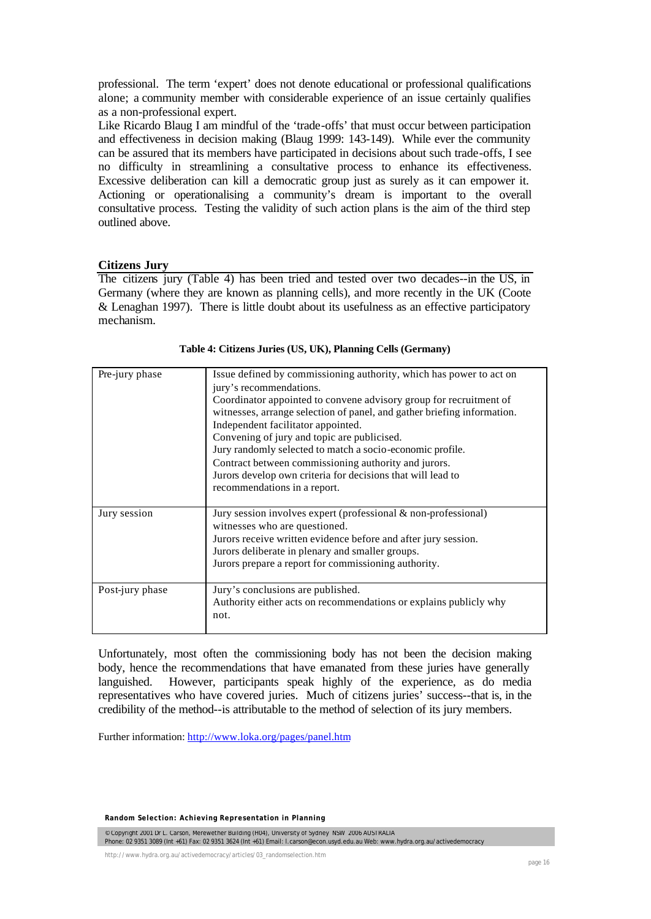professional. The term 'expert' does not denote educational or professional qualifications alone; a community member with considerable experience of an issue certainly qualifies as a non-professional expert.

Like Ricardo Blaug I am mindful of the 'trade-offs' that must occur between participation and effectiveness in decision making (Blaug 1999: 143-149). While ever the community can be assured that its members have participated in decisions about such trade-offs, I see no difficulty in streamlining a consultative process to enhance its effectiveness. Excessive deliberation can kill a democratic group just as surely as it can empower it. Actioning or operationalising a community's dream is important to the overall consultative process. Testing the validity of such action plans is the aim of the third step outlined above.

## Citizens Jury

The citizens jury (Table 4) has been tried and tested over two decades--in the US, in Germany (where they are known as planning cells), and more recently in the UK (Coote & Lenaghan 1997). There is little doubt about its usefulness as an effective participatory mechanism.

**Table 4: Citizens Juries (US, UK), Planning Cells (Germany)**

| | |
|---|---|
| Pre-jury phase | Issue defined by commissioning authority, which has power to act on jury's recommendations.<br>Coordinator appointed to convene advisory group for recruitment of witnesses, arrange selection of panel, and gather briefing information.<br>Independent facilitator appointed.<br>Convening of jury and topic are publicised.<br>Jury randomly selected to match a socio-economic profile.<br>Contract between commissioning authority and jurors.<br>Jurors develop own criteria for decisions that will lead to recommendations in a report. |
| Jury session | Jury session involves expert (professional & non-professional) witnesses who are questioned.<br>Jurors receive written evidence before and after jury session.<br>Jurors deliberate in plenary and smaller groups.<br>Jurors prepare a report for commissioning authority. |
| Post-jury phase | Jury's conclusions are published.<br>Authority either acts on recommendations or explains publicly why not. |

Unfortunately, most often the commissioning body has not been the decision making body, hence the recommendations that have emanated from these juries have generally languished. However, participants speak highly of the experience, as do media representatives who have covered juries. Much of citizens juries' success--that is, in the credibility of the method--is attributable to the method of selection of its jury members.

Further information: http://www.loka.org/pages/panel.htm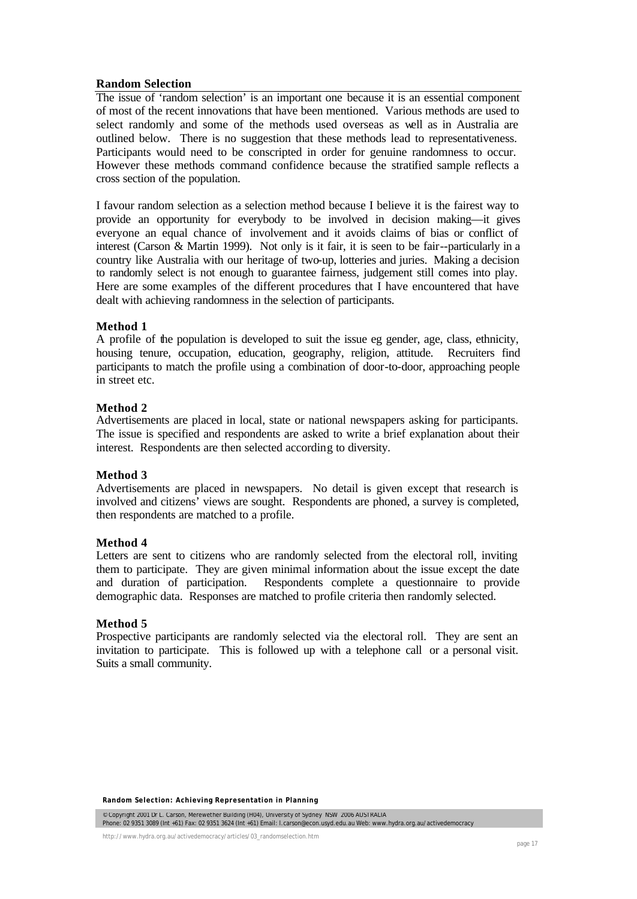## Random Selection

The issue of 'random selection' is an important one because it is an essential component of most of the recent innovations that have been mentioned. Various methods are used to select randomly and some of the methods used overseas as well as in Australia are outlined below. There is no suggestion that these methods lead to representativeness. Participants would need to be conscripted in order for genuine randomness to occur. However these methods command confidence because the stratified sample reflects a cross section of the population.

I favour random selection as a selection method because I believe it is the fairest way to provide an opportunity for everybody to be involved in decision making—it gives everyone an equal chance of involvement and it avoids claims of bias or conflict of interest (Carson & Martin 1999). Not only is it fair, it is seen to be fair--particularly in a country like Australia with our heritage of two-up, lotteries and juries. Making a decision to randomly select is not enough to guarantee fairness, judgement still comes into play. Here are some examples of the different procedures that I have encountered that have dealt with achieving randomness in the selection of participants.

### Method 1

A profile of the population is developed to suit the issue eg gender, age, class, ethnicity, housing tenure, occupation, education, geography, religion, attitude. Recruiters find participants to match the profile using a combination of door-to-door, approaching people in street etc.

### Method 2

Advertisements are placed in local, state or national newspapers asking for participants. The issue is specified and respondents are asked to write a brief explanation about their interest. Respondents are then selected according to diversity.

### Method 3

Advertisements are placed in newspapers. No detail is given except that research is involved and citizens' views are sought. Respondents are phoned, a survey is completed, then respondents are matched to a profile.

### Method 4

Letters are sent to citizens who are randomly selected from the electoral roll, inviting them to participate. They are given minimal information about the issue except the date and duration of participation. Respondents complete a questionnaire to provide demographic data. Responses are matched to profile criteria then randomly selected.

### Method 5

Prospective participants are randomly selected via the electoral roll. They are sent an invitation to participate. This is followed up with a telephone call or a personal visit. Suits a small community.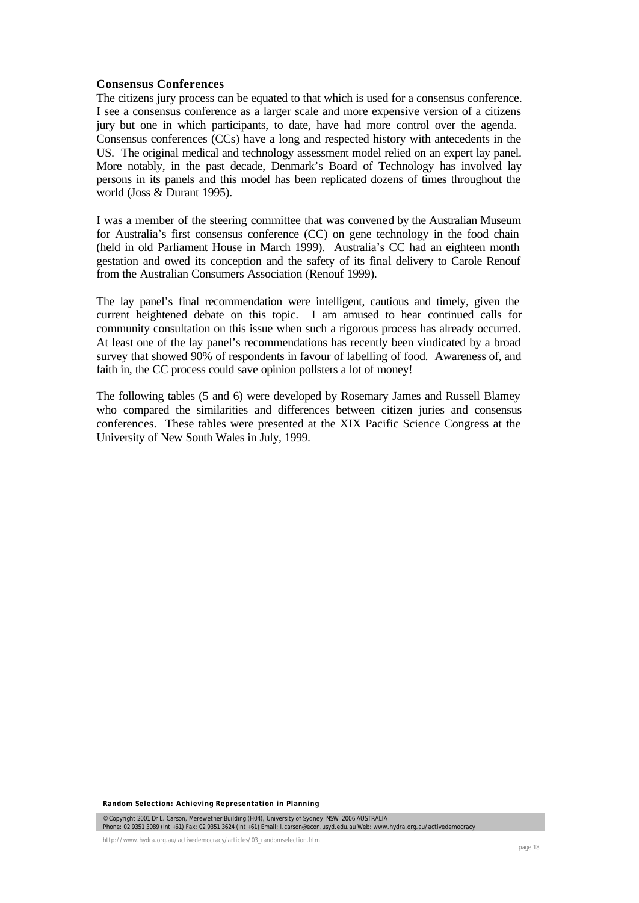## Consensus Conferences

The citizens jury process can be equated to that which is used for a consensus conference. I see a consensus conference as a larger scale and more expensive version of a citizens jury but one in which participants, to date, have had more control over the agenda. Consensus conferences (CCs) have a long and respected history with antecedents in the US. The original medical and technology assessment model relied on an expert lay panel. More notably, in the past decade, Denmark's Board of Technology has involved lay persons in its panels and this model has been replicated dozens of times throughout the world (Joss & Durant 1995).

I was a member of the steering committee that was convened by the Australian Museum for Australia's first consensus conference (CC) on gene technology in the food chain (held in old Parliament House in March 1999). Australia's CC had an eighteen month gestation and owed its conception and the safety of its final delivery to Carole Renouf from the Australian Consumers Association (Renouf 1999).

The lay panel's final recommendation were intelligent, cautious and timely, given the current heightened debate on this topic. I am amused to hear continued calls for community consultation on this issue when such a rigorous process has already occurred. At least one of the lay panel's recommendations has recently been vindicated by a broad survey that showed 90% of respondents in favour of labelling of food. Awareness of, and faith in, the CC process could save opinion pollsters a lot of money!

The following tables (5 and 6) were developed by Rosemary James and Russell Blamey who compared the similarities and differences between citizen juries and consensus conferences. These tables were presented at the XIX Pacific Science Congress at the University of New South Wales in July, 1999.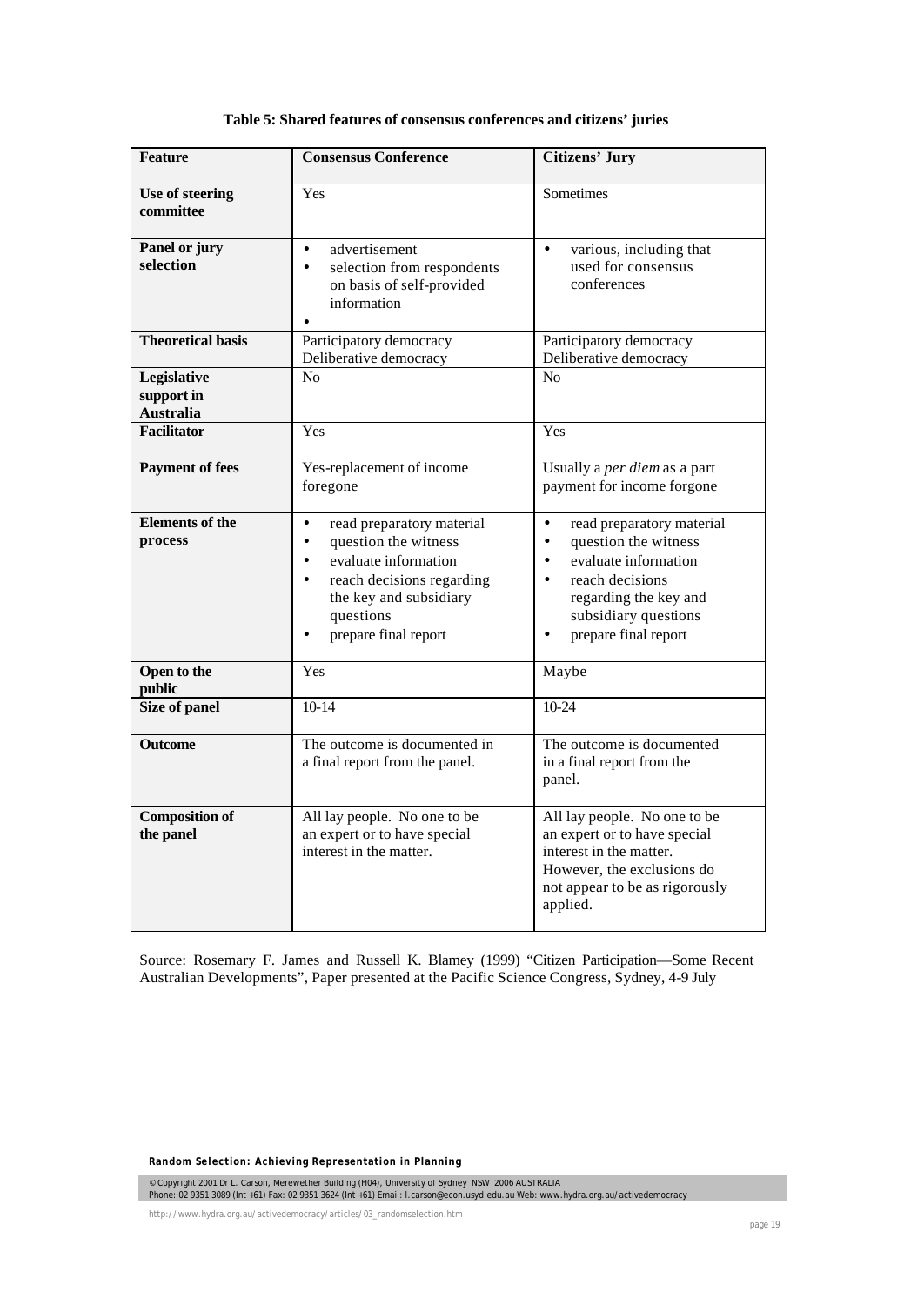**Table 5: Shared features of consensus conferences and citizens' juries**

| Feature | Consensus Conference | Citizens' Jury |
|---|---|---|
| **Use of steering committee** | Yes | Sometimes |
| **Panel or jury selection** | • advertisement<br>• selection from respondents on basis of self-provided information<br>• | • various, including that used for consensus conferences |
| **Theoretical basis** | Participatory democracy<br>Deliberative democracy | Participatory democracy<br>Deliberative democracy |
| **Legislative support in Australia** | No | No |
| **Facilitator** | Yes | Yes |
| **Payment of fees** | Yes-replacement of income foregone | Usually a *per diem* as a part payment for income forgone |
| **Elements of the process** | • read preparatory material<br>• question the witness<br>• evaluate information<br>• reach decisions regarding the key and subsidiary questions<br>• prepare final report | • read preparatory material<br>• question the witness<br>• evaluate information<br>• reach decisions regarding the key and subsidiary questions<br>• prepare final report |
| **Open to the public** | Yes | Maybe |
| **Size of panel** | 10-14 | 10-24 |
| **Outcome** | The outcome is documented in a final report from the panel. | The outcome is documented in a final report from the panel. |
| **Composition of the panel** | All lay people. No one to be an expert or to have special interest in the matter. | All lay people. No one to be an expert or to have special interest in the matter. However, the exclusions do not appear to be as rigorously applied. |

Source: Rosemary F. James and Russell K. Blamey (1999) "Citizen Participation—Some Recent Australian Developments", Paper presented at the Pacific Science Congress, Sydney, 4-9 July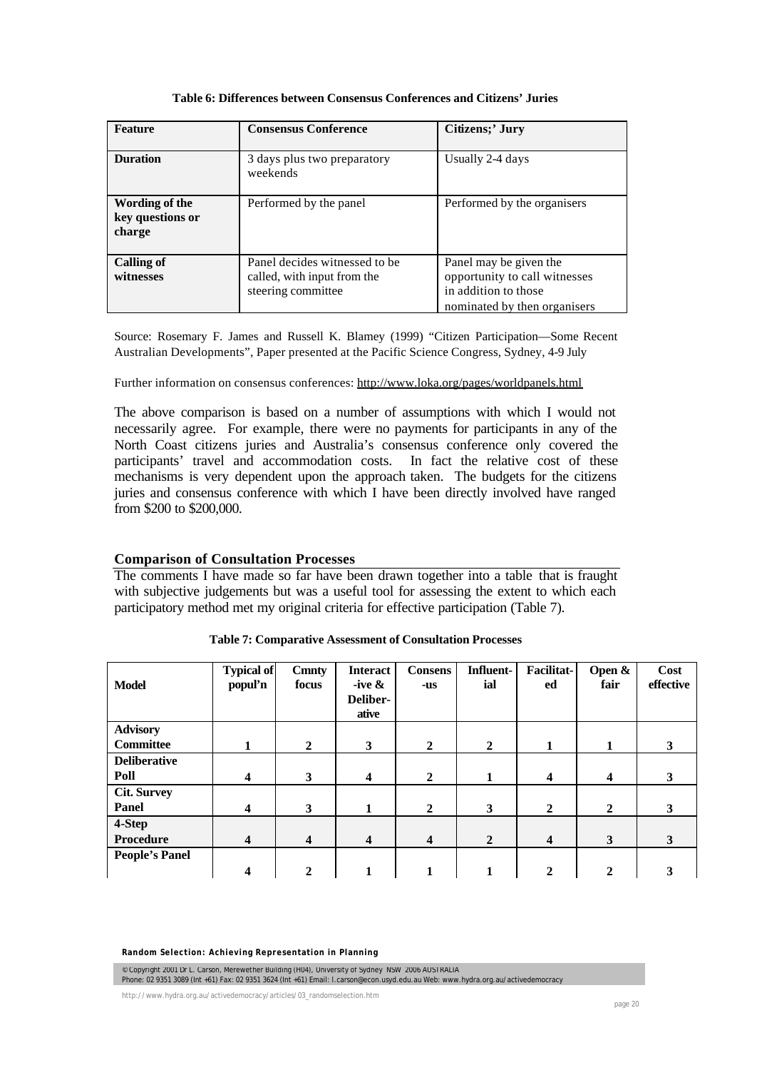**Table 6: Differences between Consensus Conferences and Citizens' Juries**

| Feature | Consensus Conference | Citizens;' Jury |
|---|---|---|
| **Duration** | 3 days plus two preparatory weekends | Usually 2-4 days |
| **Wording of the key questions or charge** | Performed by the panel | Performed by the organisers |
| **Calling of witnesses** | Panel decides witnessed to be called, with input from the steering committee | Panel may be given the opportunity to call witnesses in addition to those nominated by then organisers |

Source: Rosemary F. James and Russell K. Blamey (1999) "Citizen Participation—Some Recent Australian Developments", Paper presented at the Pacific Science Congress, Sydney, 4-9 July

Further information on consensus conferences: http://www.loka.org/pages/worldpanels.html

The above comparison is based on a number of assumptions with which I would not necessarily agree. For example, there were no payments for participants in any of the North Coast citizens juries and Australia's consensus conference only covered the participants' travel and accommodation costs. In fact the relative cost of these mechanisms is very dependent upon the approach taken. The budgets for the citizens juries and consensus conference with which I have been directly involved have ranged from $200 to $200,000.

## Comparison of Consultation Processes

The comments I have made so far have been drawn together into a table that is fraught with subjective judgements but was a useful tool for assessing the extent to which each participatory method met my original criteria for effective participation (Table 7).

**Table 7: Comparative Assessment of Consultation Processes**

| Model | Typical of popul'n | Cmnty focus | Interact-ive & Deliber-ative | Consens-us | Influent-ial | Facilitat-ed | Open & fair | Cost effective |
|---|---|---|---|---|---|---|---|---|
| **Advisory Committee** | 1 | 2 | 3 | 2 | 2 | 1 | 1 | 3 |
| **Deliberative Poll** | 4 | 3 | 4 | 2 | 1 | 4 | 4 | 3 |
| **Cit. Survey Panel** | 4 | 3 | 1 | 2 | 3 | 2 | 2 | 3 |
| **4-Step Procedure** | 4 | 4 | 4 | 4 | 2 | 4 | 3 | 3 |
| **People's Panel** | 4 | 2 | 1 | 1 | 1 | 2 | 2 | 3 |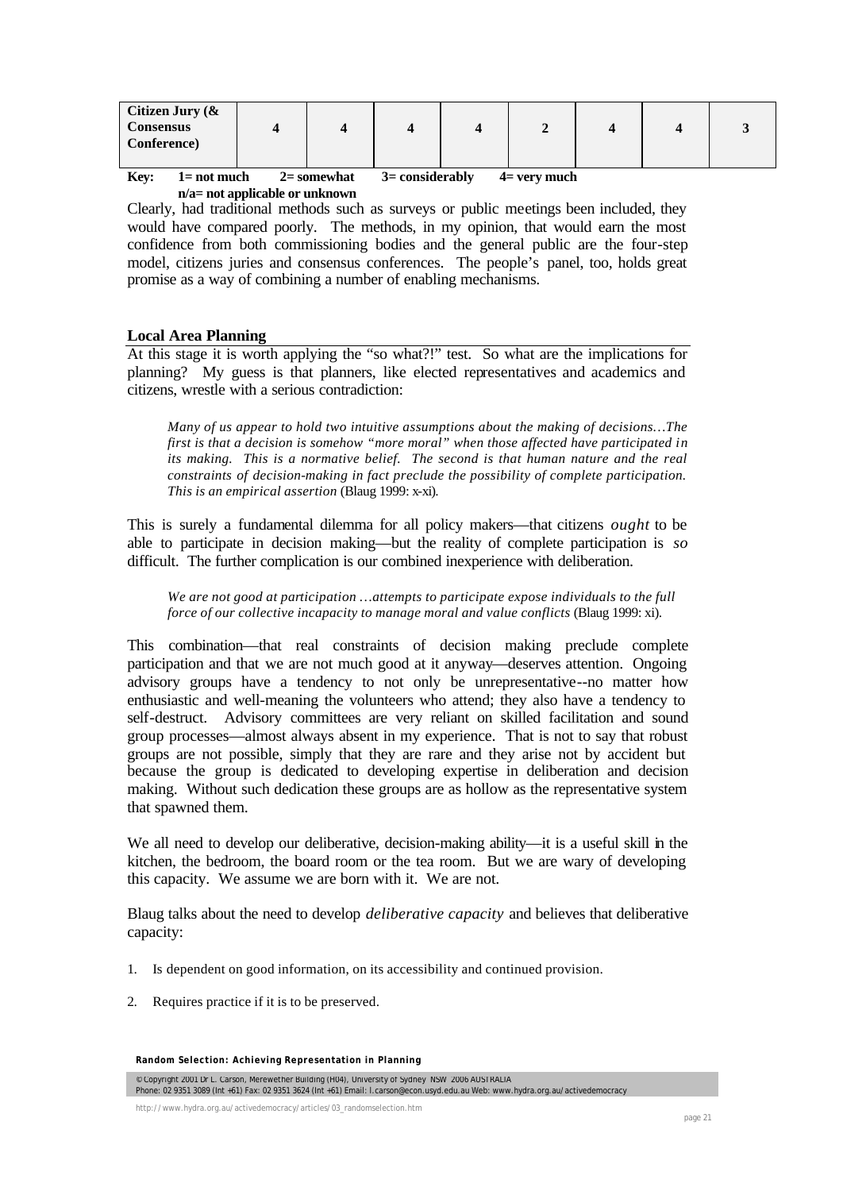| Citizen Jury (& Consensus Conference) | 4 | 4 | 4 | 4 | 2 | 4 | 4 | 3 |
|---|---|---|---|---|---|---|---|---|

**Key: 1= not much 2= somewhat 3= considerably 4= very much n/a= not applicable or unknown**

Clearly, had traditional methods such as surveys or public meetings been included, they would have compared poorly. The methods, in my opinion, that would earn the most confidence from both commissioning bodies and the general public are the four-step model, citizens juries and consensus conferences. The people's panel, too, holds great promise as a way of combining a number of enabling mechanisms.

### Local Area Planning

At this stage it is worth applying the "so what?!" test. So what are the implications for planning? My guess is that planners, like elected representatives and academics and citizens, wrestle with a serious contradiction:

> *Many of us appear to hold two intuitive assumptions about the making of decisions…The first is that a decision is somehow "more moral" when those affected have participated in its making. This is a normative belief. The second is that human nature and the real constraints of decision-making in fact preclude the possibility of complete participation. This is an empirical assertion* (Blaug 1999: x-xi).

This is surely a fundamental dilemma for all policy makers—that citizens *ought* to be able to participate in decision making—but the reality of complete participation is *so* difficult. The further complication is our combined inexperience with deliberation.

> *We are not good at participation …attempts to participate expose individuals to the full force of our collective incapacity to manage moral and value conflicts* (Blaug 1999: xi).

This combination—that real constraints of decision making preclude complete participation and that we are not much good at it anyway—deserves attention. Ongoing advisory groups have a tendency to not only be unrepresentative--no matter how enthusiastic and well-meaning the volunteers who attend; they also have a tendency to self-destruct. Advisory committees are very reliant on skilled facilitation and sound group processes—almost always absent in my experience. That is not to say that robust groups are not possible, simply that they are rare and they arise not by accident but because the group is dedicated to developing expertise in deliberation and decision making. Without such dedication these groups are as hollow as the representative system that spawned them.

We all need to develop our deliberative, decision-making ability—it is a useful skill in the kitchen, the bedroom, the board room or the tea room. But we are wary of developing this capacity. We assume we are born with it. We are not.

Blaug talks about the need to develop *deliberative capacity* and believes that deliberative capacity:

1. Is dependent on good information, on its accessibility and continued provision.
2. Requires practice if it is to be preserved.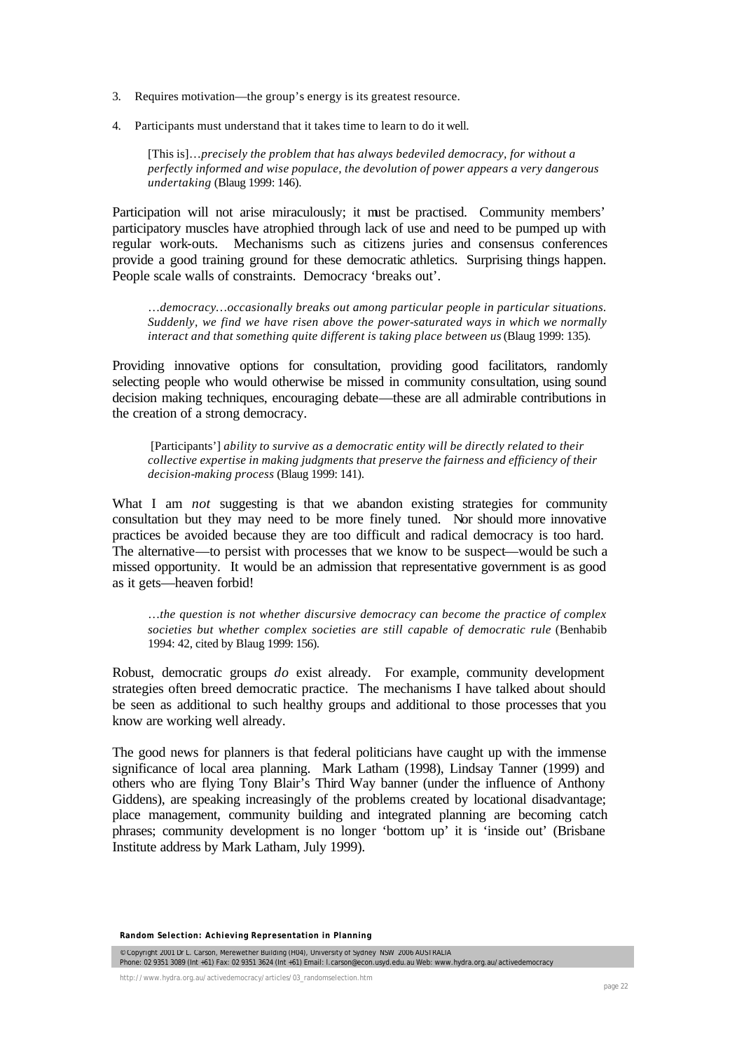3. Requires motivation—the group's energy is its greatest resource.
4. Participants must understand that it takes time to learn to do it well.

> [This is]…*precisely the problem that has always bedeviled democracy, for without a perfectly informed and wise populace, the devolution of power appears a very dangerous undertaking* (Blaug 1999: 146).

Participation will not arise miraculously; it must be practised. Community members' participatory muscles have atrophied through lack of use and need to be pumped up with regular work-outs. Mechanisms such as citizens juries and consensus conferences provide a good training ground for these democratic athletics. Surprising things happen. People scale walls of constraints. Democracy 'breaks out'.

> *…democracy…occasionally breaks out among particular people in particular situations. Suddenly, we find we have risen above the power-saturated ways in which we normally interact and that something quite different is taking place between us* (Blaug 1999: 135).

Providing innovative options for consultation, providing good facilitators, randomly selecting people who would otherwise be missed in community consultation, using sound decision making techniques, encouraging debate—these are all admirable contributions in the creation of a strong democracy.

> [Participants'] *ability to survive as a democratic entity will be directly related to their collective expertise in making judgments that preserve the fairness and efficiency of their decision-making process* (Blaug 1999: 141).

What I am *not* suggesting is that we abandon existing strategies for community consultation but they may need to be more finely tuned. Nor should more innovative practices be avoided because they are too difficult and radical democracy is too hard. The alternative—to persist with processes that we know to be suspect—would be such a missed opportunity. It would be an admission that representative government is as good as it gets—heaven forbid!

> *…the question is not whether discursive democracy can become the practice of complex societies but whether complex societies are still capable of democratic rule* (Benhabib 1994: 42, cited by Blaug 1999: 156).

Robust, democratic groups *do* exist already. For example, community development strategies often breed democratic practice. The mechanisms I have talked about should be seen as additional to such healthy groups and additional to those processes that you know are working well already.

The good news for planners is that federal politicians have caught up with the immense significance of local area planning. Mark Latham (1998), Lindsay Tanner (1999) and others who are flying Tony Blair's Third Way banner (under the influence of Anthony Giddens), are speaking increasingly of the problems created by locational disadvantage; place management, community building and integrated planning are becoming catch phrases; community development is no longer 'bottom up' it is 'inside out' (Brisbane Institute address by Mark Latham, July 1999).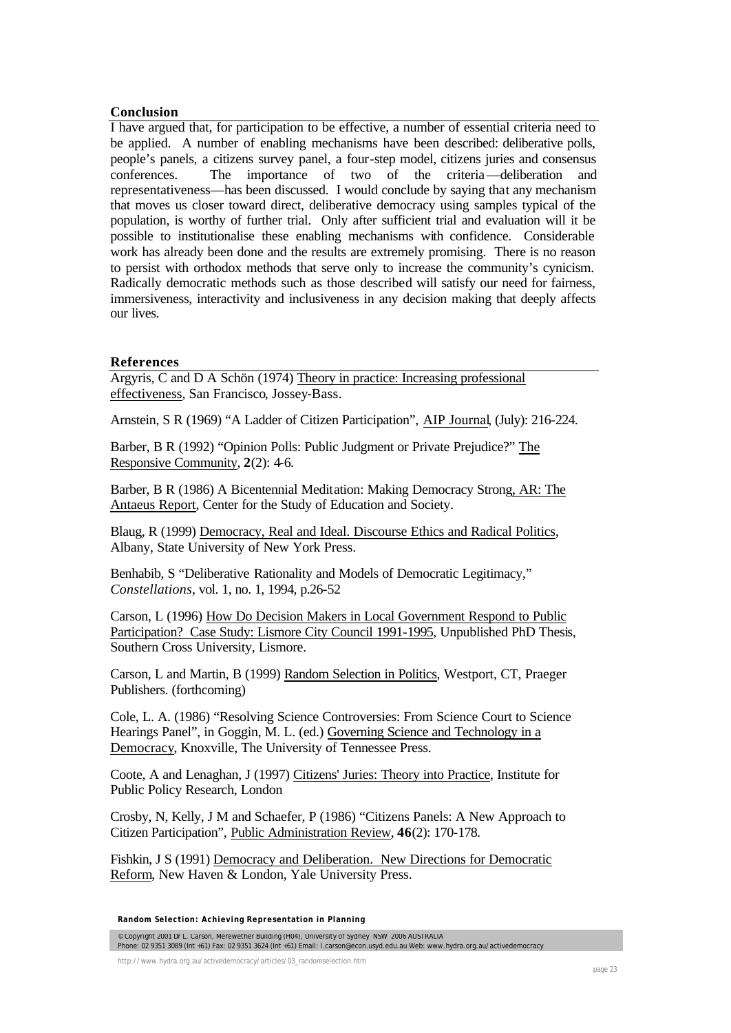## Conclusion

I have argued that, for participation to be effective, a number of essential criteria need to be applied. A number of enabling mechanisms have been described: deliberative polls, people's panels, a citizens survey panel, a four-step model, citizens juries and consensus conferences. The importance of two of the criteria—deliberation and representativeness—has been discussed. I would conclude by saying that any mechanism that moves us closer toward direct, deliberative democracy using samples typical of the population, is worthy of further trial. Only after sufficient trial and evaluation will it be possible to institutionalise these enabling mechanisms with confidence. Considerable work has already been done and the results are extremely promising. There is no reason to persist with orthodox methods that serve only to increase the community's cynicism. Radically democratic methods such as those described will satisfy our need for fairness, immersiveness, interactivity and inclusiveness in any decision making that deeply affects our lives.

## References

Argyris, C and D A Schön (1974) Theory in practice: Increasing professional effectiveness, San Francisco, Jossey-Bass.

Arnstein, S R (1969) "A Ladder of Citizen Participation", AIP Journal, (July): 216-224.

Barber, B R (1992) "Opinion Polls: Public Judgment or Private Prejudice?" The Responsive Community, **2**(2): 4-6.

Barber, B R (1986) A Bicentennial Meditation: Making Democracy Strong, AR: The Antaeus Report, Center for the Study of Education and Society.

Blaug, R (1999) Democracy, Real and Ideal. Discourse Ethics and Radical Politics, Albany, State University of New York Press.

Benhabib, S "Deliberative Rationality and Models of Democratic Legitimacy," *Constellations*, vol. 1, no. 1, 1994, p.26-52

Carson, L (1996) How Do Decision Makers in Local Government Respond to Public Participation? Case Study: Lismore City Council 1991-1995, Unpublished PhD Thesis, Southern Cross University, Lismore.

Carson, L and Martin, B (1999) Random Selection in Politics, Westport, CT, Praeger Publishers. (forthcoming)

Cole, L. A. (1986) "Resolving Science Controversies: From Science Court to Science Hearings Panel", in Goggin, M. L. (ed.) Governing Science and Technology in a Democracy, Knoxville, The University of Tennessee Press.

Coote, A and Lenaghan, J (1997) Citizens' Juries: Theory into Practice, Institute for Public Policy Research, London

Crosby, N, Kelly, J M and Schaefer, P (1986) "Citizens Panels: A New Approach to Citizen Participation", Public Administration Review, **46**(2): 170-178.

Fishkin, J S (1991) Democracy and Deliberation. New Directions for Democratic Reform, New Haven & London, Yale University Press.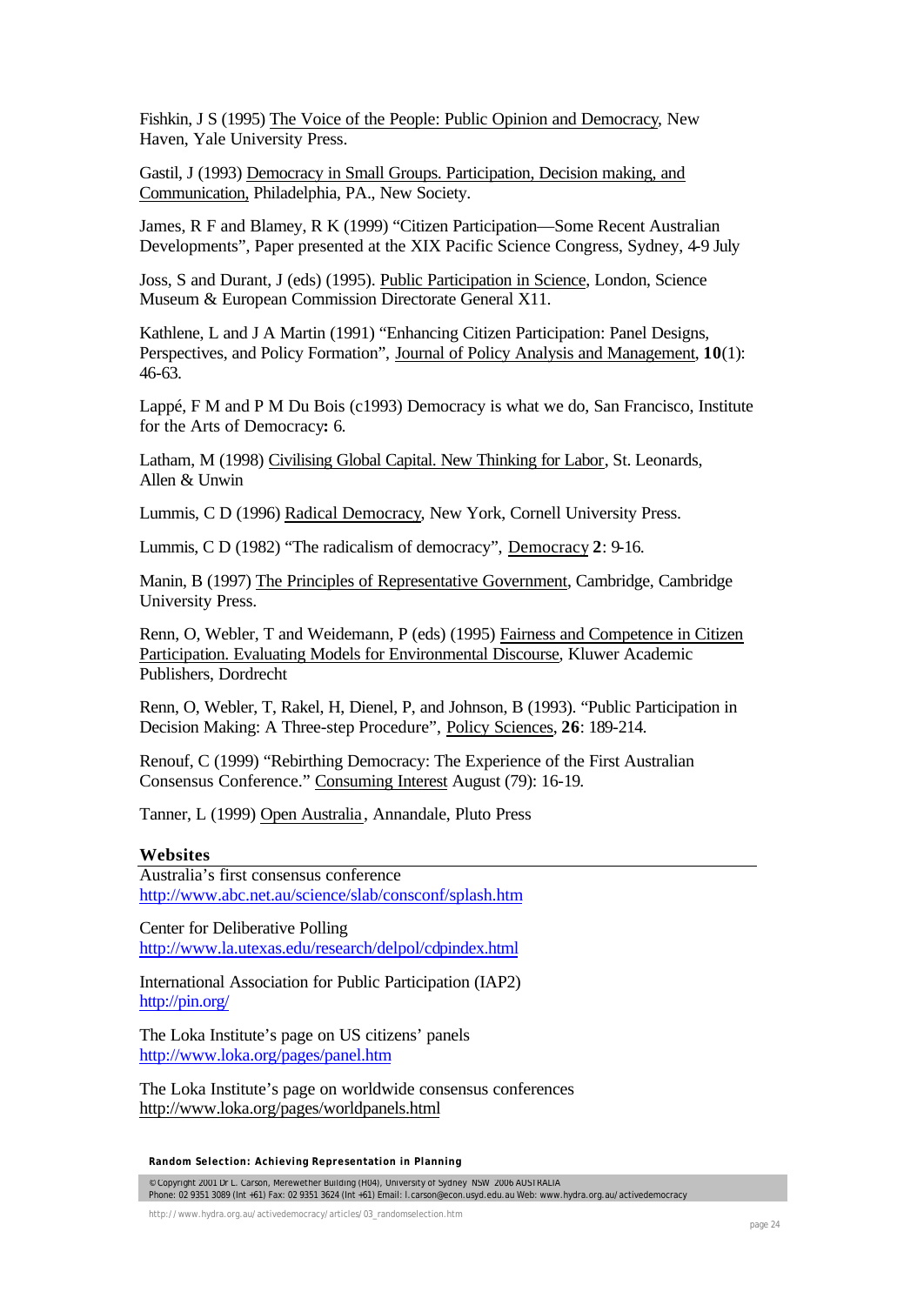Fishkin, J S (1995) The Voice of the People: Public Opinion and Democracy, New Haven, Yale University Press.

Gastil, J (1993) Democracy in Small Groups. Participation, Decision making, and Communication, Philadelphia, PA., New Society.

James, R F and Blamey, R K (1999) "Citizen Participation—Some Recent Australian Developments", Paper presented at the XIX Pacific Science Congress, Sydney, 4-9 July

Joss, S and Durant, J (eds) (1995). Public Participation in Science, London, Science Museum & European Commission Directorate General X11.

Kathlene, L and J A Martin (1991) "Enhancing Citizen Participation: Panel Designs, Perspectives, and Policy Formation", Journal of Policy Analysis and Management, **10**(1): 46-63.

Lappé, F M and P M Du Bois (c1993) Democracy is what we do, San Francisco, Institute for the Arts of Democracy**:** 6.

Latham, M (1998) Civilising Global Capital. New Thinking for Labor, St. Leonards, Allen & Unwin

Lummis, C D (1996) Radical Democracy, New York, Cornell University Press.

Lummis, C D (1982) "The radicalism of democracy", Democracy **2**: 9-16.

Manin, B (1997) The Principles of Representative Government, Cambridge, Cambridge University Press.

Renn, O, Webler, T and Weidemann, P (eds) (1995) Fairness and Competence in Citizen Participation. Evaluating Models for Environmental Discourse, Kluwer Academic Publishers, Dordrecht

Renn, O, Webler, T, Rakel, H, Dienel, P, and Johnson, B (1993). "Public Participation in Decision Making: A Three-step Procedure", Policy Sciences, **26**: 189-214.

Renouf, C (1999) "Rebirthing Democracy: The Experience of the First Australian Consensus Conference." Consuming Interest August (79): 16-19.

Tanner, L (1999) Open Australia, Annandale, Pluto Press

### Websites

Australia's first consensus conference
http://www.abc.net.au/science/slab/consconf/splash.htm

Center for Deliberative Polling
http://www.la.utexas.edu/research/delpol/cdpindex.html

International Association for Public Participation (IAP2)
http://pin.org/

The Loka Institute's page on US citizens' panels
http://www.loka.org/pages/panel.htm

The Loka Institute's page on worldwide consensus conferences
http://www.loka.org/pages/worldpanels.html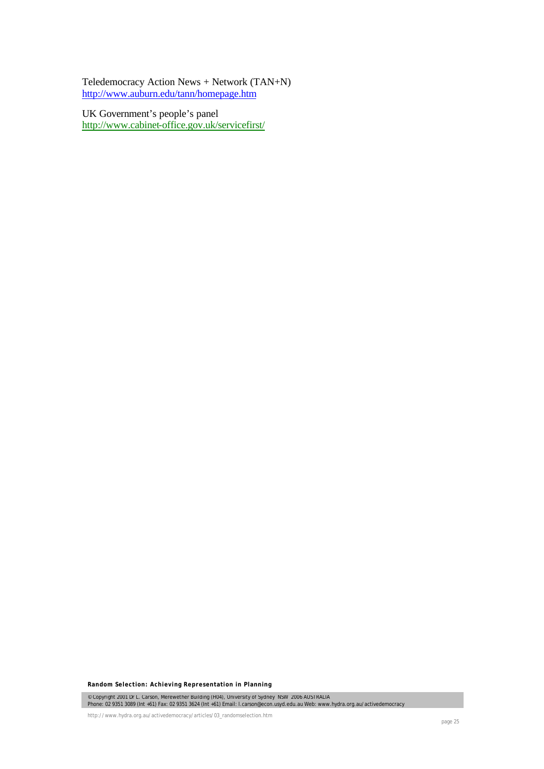Teledemocracy Action News + Network (TAN+N)
http://www.auburn.edu/tann/homepage.htm

UK Government's people's panel
http://www.cabinet-office.gov.uk/servicefirst/